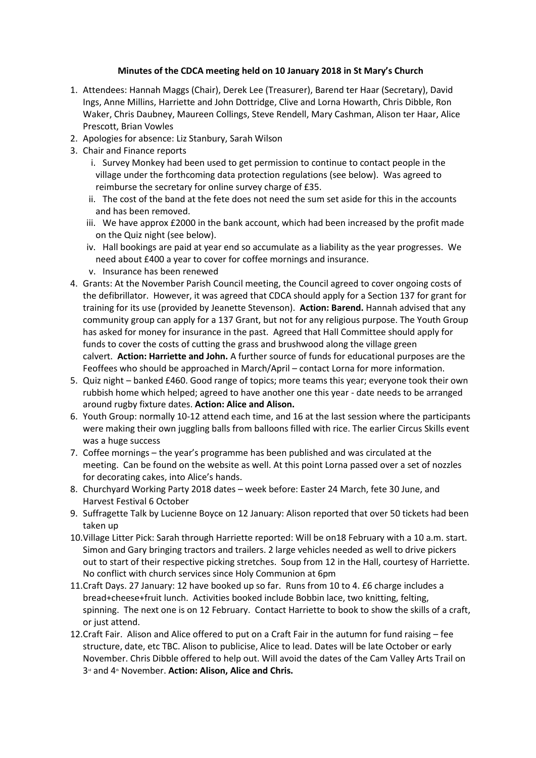**Minutes of the CDCA meeting held on 10 January 2018 in St Mary's Church**

1. Attendees: Hannah Maggs (Chair), Derek Lee (Treasurer), Barend ter Haar (Secretary), David Ings, Anne Millins, Harriette and John Dottridge, Clive and Lorna Howarth, Chris Dibble, Ron Waker, Chris Daubney, Maureen Collings, Steve Rendell, Mary Cashman, Alison ter Haar, Alice Prescott, Brian Vowles
2. Apologies for absence: Liz Stanbury, Sarah Wilson
3. Chair and Finance reports
   i. Survey Monkey had been used to get permission to continue to contact people in the village under the forthcoming data protection regulations (see below). Was agreed to reimburse the secretary for online survey charge of £35.
   ii. The cost of the band at the fete does not need the sum set aside for this in the accounts and has been removed.
   iii. We have approx £2000 in the bank account, which had been increased by the profit made on the Quiz night (see below).
   iv. Hall bookings are paid at year end so accumulate as a liability as the year progresses. We need about £400 a year to cover for coffee mornings and insurance.
   v. Insurance has been renewed
4. Grants: At the November Parish Council meeting, the Council agreed to cover ongoing costs of the defibrillator. However, it was agreed that CDCA should apply for a Section 137 for grant for training for its use (provided by Jeanette Stevenson). **Action: Barend.** Hannah advised that any community group can apply for a 137 Grant, but not for any religious purpose. The Youth Group has asked for money for insurance in the past. Agreed that Hall Committee should apply for funds to cover the costs of cutting the grass and brushwood along the village green calvert. **Action: Harriette and John.** A further source of funds for educational purposes are the Feoffees who should be approached in March/April – contact Lorna for more information.
5. Quiz night – banked £460. Good range of topics; more teams this year; everyone took their own rubbish home which helped; agreed to have another one this year - date needs to be arranged around rugby fixture dates. **Action: Alice and Alison.**
6. Youth Group: normally 10-12 attend each time, and 16 at the last session where the participants were making their own juggling balls from balloons filled with rice. The earlier Circus Skills event was a huge success
7. Coffee mornings – the year's programme has been published and was circulated at the meeting. Can be found on the website as well. At this point Lorna passed over a set of nozzles for decorating cakes, into Alice's hands.
8. Churchyard Working Party 2018 dates – week before: Easter 24 March, fete 30 June, and Harvest Festival 6 October
9. Suffragette Talk by Lucienne Boyce on 12 January: Alison reported that over 50 tickets had been taken up
10. Village Litter Pick: Sarah through Harriette reported: Will be on18 February with a 10 a.m. start. Simon and Gary bringing tractors and trailers. 2 large vehicles needed as well to drive pickers out to start of their respective picking stretches. Soup from 12 in the Hall, courtesy of Harriette. No conflict with church services since Holy Communion at 6pm
11. Craft Days. 27 January: 12 have booked up so far. Runs from 10 to 4. £6 charge includes a bread+cheese+fruit lunch. Activities booked include Bobbin lace, two knitting, felting, spinning. The next one is on 12 February. Contact Harriette to book to show the skills of a craft, or just attend.
12. Craft Fair. Alison and Alice offered to put on a Craft Fair in the autumn for fund raising – fee structure, date, etc TBC. Alison to publicise, Alice to lead. Dates will be late October or early November. Chris Dibble offered to help out. Will avoid the dates of the Cam Valley Arts Trail on 3rd and 4th November. **Action: Alison, Alice and Chris.**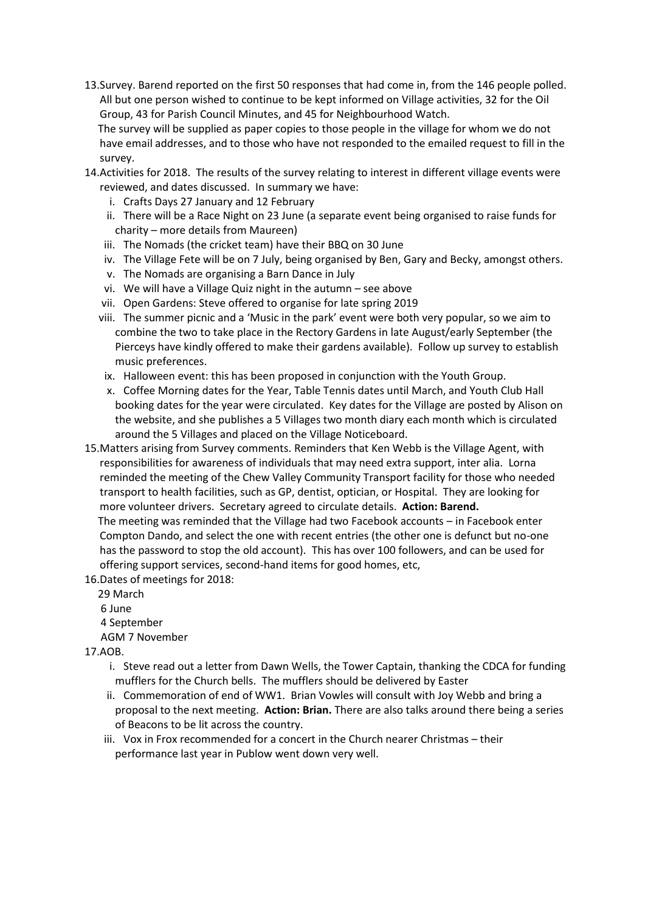13. Survey. Barend reported on the first 50 responses that had come in, from the 146 people polled. All but one person wished to continue to be kept informed on Village activities, 32 for the Oil Group, 43 for Parish Council Minutes, and 45 for Neighbourhood Watch.
    The survey will be supplied as paper copies to those people in the village for whom we do not have email addresses, and to those who have not responded to the emailed request to fill in the survey.
14. Activities for 2018. The results of the survey relating to interest in different village events were reviewed, and dates discussed. In summary we have:
    i. Crafts Days 27 January and 12 February
    ii. There will be a Race Night on 23 June (a separate event being organised to raise funds for charity – more details from Maureen)
    iii. The Nomads (the cricket team) have their BBQ on 30 June
    iv. The Village Fete will be on 7 July, being organised by Ben, Gary and Becky, amongst others.
    v. The Nomads are organising a Barn Dance in July
    vi. We will have a Village Quiz night in the autumn – see above
    vii. Open Gardens: Steve offered to organise for late spring 2019
    viii. The summer picnic and a 'Music in the park' event were both very popular, so we aim to combine the two to take place in the Rectory Gardens in late August/early September (the Pierceys have kindly offered to make their gardens available). Follow up survey to establish music preferences.
    ix. Halloween event: this has been proposed in conjunction with the Youth Group.
    x. Coffee Morning dates for the Year, Table Tennis dates until March, and Youth Club Hall booking dates for the year were circulated. Key dates for the Village are posted by Alison on the website, and she publishes a 5 Villages two month diary each month which is circulated around the 5 Villages and placed on the Village Noticeboard.
15. Matters arising from Survey comments. Reminders that Ken Webb is the Village Agent, with responsibilities for awareness of individuals that may need extra support, inter alia. Lorna reminded the meeting of the Chew Valley Community Transport facility for those who needed transport to health facilities, such as GP, dentist, optician, or Hospital. They are looking for more volunteer drivers. Secretary agreed to circulate details. **Action: Barend.**
    The meeting was reminded that the Village had two Facebook accounts – in Facebook enter Compton Dando, and select the one with recent entries (the other one is defunct but no-one has the password to stop the old account). This has over 100 followers, and can be used for offering support services, second-hand items for good homes, etc,
16. Dates of meetings for 2018:
    29 March
    6 June
    4 September
    AGM 7 November
17. AOB.
    i. Steve read out a letter from Dawn Wells, the Tower Captain, thanking the CDCA for funding mufflers for the Church bells. The mufflers should be delivered by Easter
    ii. Commemoration of end of WW1. Brian Vowles will consult with Joy Webb and bring a proposal to the next meeting. **Action: Brian.** There are also talks around there being a series of Beacons to be lit across the country.
    iii. Vox in Frox recommended for a concert in the Church nearer Christmas – their performance last year in Publow went down very well.